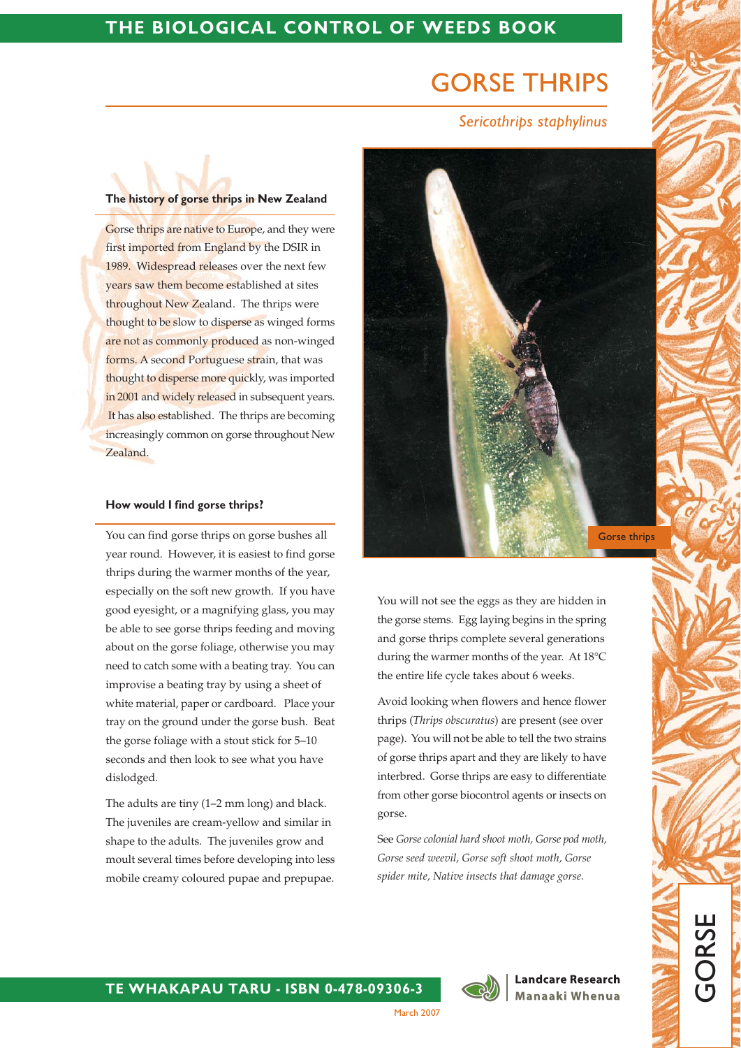# GORSE THRIPS

*Sericothrips staphylinus*

### The history of gorse thrips in New Zealand

Gorse thrips are native to Europe, and they were first imported from England by the DSIR in 1989. Widespread releases over the next few years saw them become established at sites throughout New Zealand. The thrips were thought to be slow to disperse as winged forms are not as commonly produced as non-winged forms. A second Portuguese strain, that was thought to disperse more quickly, was imported in 2001 and widely released in subsequent years. It has also established. The thrips are becoming increasingly common on gorse throughout New Zealand.

### How would I find gorse thrips?

You can find gorse thrips on gorse bushes all year round. However, it is easiest to find gorse thrips during the warmer months of the year, especially on the soft new growth. If you have good eyesight, or a magnifying glass, you may be able to see gorse thrips feeding and moving about on the gorse foliage, otherwise you may need to catch some with a beating tray. You can improvise a beating tray by using a sheet of white material, paper or cardboard. Place your tray on the ground under the gorse bush. Beat the gorse foliage with a stout stick for 5–10 seconds and then look to see what you have dislodged.

The adults are tiny (1–2 mm long) and black. The juveniles are cream-yellow and similar in shape to the adults. The juveniles grow and moult several times before developing into less mobile creamy coloured pupae and prepupae.

Gorse thrips

You will not see the eggs as they are hidden in the gorse stems. Egg laying begins in the spring and gorse thrips complete several generations during the warmer months of the year. At 18°C the entire life cycle takes about 6 weeks.

Avoid looking when flowers and hence flower thrips (*Thrips obscuratus*) are present (see over page). You will not be able to tell the two strains of gorse thrips apart and they are likely to have interbred. Gorse thrips are easy to differentiate from other gorse biocontrol agents or insects on gorse.

See *Gorse colonial hard shoot moth, Gorse pod moth, Gorse seed weevil, Gorse soft shoot moth, Gorse spider mite, Native insects that damage gorse.*

TE WHAKAPAU TARU - ISBN 0-478-09306-3

Landcare Research Manaaki Whenua

March 2007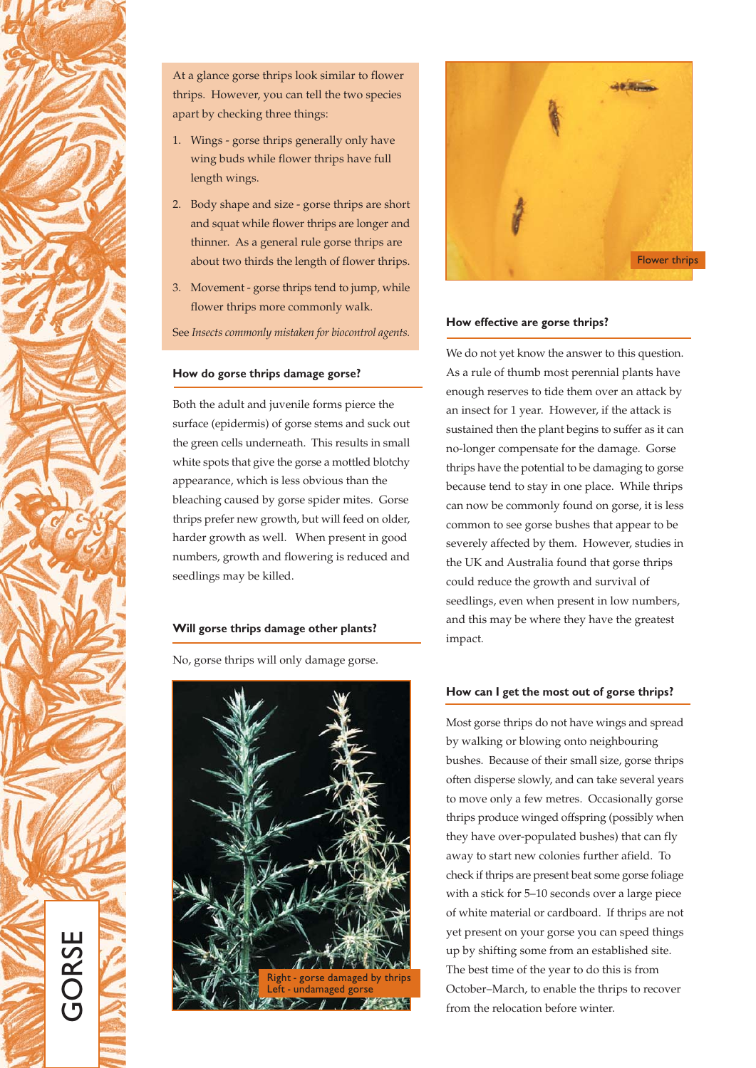At a glance gorse thrips look similar to flower thrips. However, you can tell the two species apart by checking three things:

1. Wings - gorse thrips generally only have wing buds while flower thrips have full length wings.
2. Body shape and size - gorse thrips are short and squat while flower thrips are longer and thinner. As a general rule gorse thrips are about two thirds the length of flower thrips.
3. Movement - gorse thrips tend to jump, while flower thrips more commonly walk.

See *Insects commonly mistaken for biocontrol agents.*

## How do gorse thrips damage gorse?

Both the adult and juvenile forms pierce the surface (epidermis) of gorse stems and suck out the green cells underneath. This results in small white spots that give the gorse a mottled blotchy appearance, which is less obvious than the bleaching caused by gorse spider mites. Gorse thrips prefer new growth, but will feed on older, harder growth as well. When present in good numbers, growth and flowering is reduced and seedlings may be killed.

## Will gorse thrips damage other plants?

No, gorse thrips will only damage gorse.

Right - gorse damaged by thrips
Left - undamaged gorse

Flower thrips

## How effective are gorse thrips?

We do not yet know the answer to this question. As a rule of thumb most perennial plants have enough reserves to tide them over an attack by an insect for 1 year. However, if the attack is sustained then the plant begins to suffer as it can no-longer compensate for the damage. Gorse thrips have the potential to be damaging to gorse because tend to stay in one place. While thrips can now be commonly found on gorse, it is less common to see gorse bushes that appear to be severely affected by them. However, studies in the UK and Australia found that gorse thrips could reduce the growth and survival of seedlings, even when present in low numbers, and this may be where they have the greatest impact.

## How can I get the most out of gorse thrips?

Most gorse thrips do not have wings and spread by walking or blowing onto neighbouring bushes. Because of their small size, gorse thrips often disperse slowly, and can take several years to move only a few metres. Occasionally gorse thrips produce winged offspring (possibly when they have over-populated bushes) that can fly away to start new colonies further afield. To check if thrips are present beat some gorse foliage with a stick for 5–10 seconds over a large piece of white material or cardboard. If thrips are not yet present on your gorse you can speed things up by shifting some from an established site. The best time of the year to do this is from October–March, to enable the thrips to recover from the relocation before winter.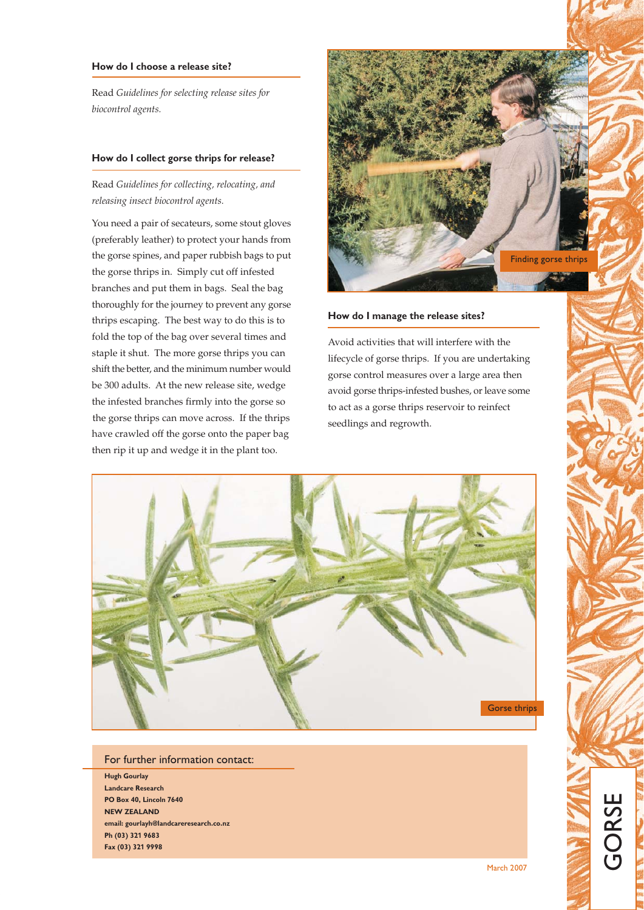### How do I choose a release site?

Read *Guidelines for selecting release sites for biocontrol agents.*

### How do I collect gorse thrips for release?

Read *Guidelines for collecting, relocating, and releasing insect biocontrol agents.*

You need a pair of secateurs, some stout gloves (preferably leather) to protect your hands from the gorse spines, and paper rubbish bags to put the gorse thrips in. Simply cut off infested branches and put them in bags. Seal the bag thoroughly for the journey to prevent any gorse thrips escaping. The best way to do this is to fold the top of the bag over several times and staple it shut. The more gorse thrips you can shift the better, and the minimum number would be 300 adults. At the new release site, wedge the infested branches firmly into the gorse so the gorse thrips can move across. If the thrips have crawled off the gorse onto the paper bag then rip it up and wedge it in the plant too.

Finding gorse thrips

### How do I manage the release sites?

Avoid activities that will interfere with the lifecycle of gorse thrips. If you are undertaking gorse control measures over a large area then avoid gorse thrips-infested bushes, or leave some to act as a gorse thrips reservoir to reinfect seedlings and regrowth.

Gorse thrips

For further information contact:

**Hugh Gourlay**
**Landcare Research**
**PO Box 40, Lincoln 7640**
**NEW ZEALAND**
**email: gourlayh@landcareresearch.co.nz**
**Ph (03) 321 9683**
**Fax (03) 321 9998**

March 2007